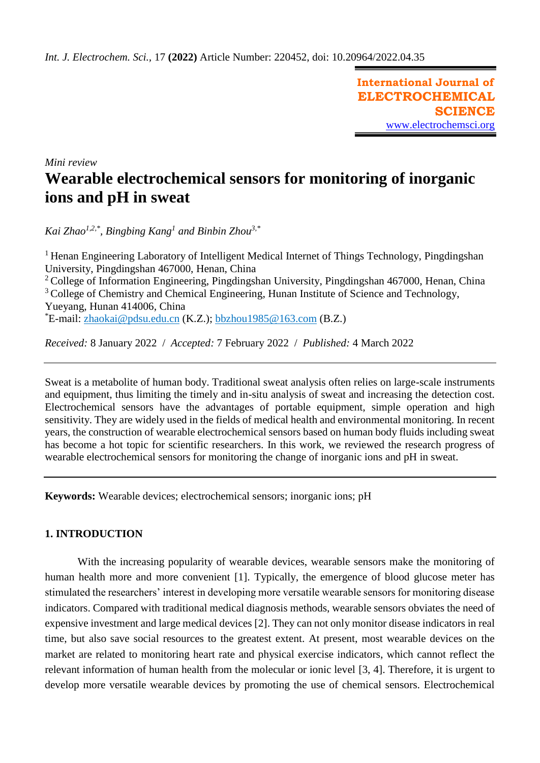*Int. J. Electrochem. Sci.*, 17 **(2022)** Article Number: 220452, doi: 10.20964/2022.04.35

**International Journal of ELECTROCHEMICAL SCIENCE**
www.electrochemsci.org

*Mini review*

# Wearable electrochemical sensors for monitoring of inorganic ions and pH in sweat

*Kai Zhao[1,2,*], Bingbing Kang[1] and Binbin Zhou[3,*]*

[1] Henan Engineering Laboratory of Intelligent Medical Internet of Things Technology, Pingdingshan University, Pingdingshan 467000, Henan, China
[2] College of Information Engineering, Pingdingshan University, Pingdingshan 467000, Henan, China
[3] College of Chemistry and Chemical Engineering, Hunan Institute of Science and Technology, Yueyang, Hunan 414006, China
*E-mail: zhaokai@pdsu.edu.cn (K.Z.); bbzhou1985@163.com (B.Z.)

*Received:* 8 January 2022 / *Accepted:* 7 February 2022 / *Published:* 4 March 2022

---

Sweat is a metabolite of human body. Traditional sweat analysis often relies on large-scale instruments and equipment, thus limiting the timely and in-situ analysis of sweat and increasing the detection cost. Electrochemical sensors have the advantages of portable equipment, simple operation and high sensitivity. They are widely used in the fields of medical health and environmental monitoring. In recent years, the construction of wearable electrochemical sensors based on human body fluids including sweat has become a hot topic for scientific researchers. In this work, we reviewed the research progress of wearable electrochemical sensors for monitoring the change of inorganic ions and pH in sweat.

---

**Keywords:** Wearable devices; electrochemical sensors; inorganic ions; pH

## 1. INTRODUCTION

With the increasing popularity of wearable devices, wearable sensors make the monitoring of human health more and more convenient [1]. Typically, the emergence of blood glucose meter has stimulated the researchers' interest in developing more versatile wearable sensors for monitoring disease indicators. Compared with traditional medical diagnosis methods, wearable sensors obviates the need of expensive investment and large medical devices [2]. They can not only monitor disease indicators in real time, but also save social resources to the greatest extent. At present, most wearable devices on the market are related to monitoring heart rate and physical exercise indicators, which cannot reflect the relevant information of human health from the molecular or ionic level [3, 4]. Therefore, it is urgent to develop more versatile wearable devices by promoting the use of chemical sensors. Electrochemical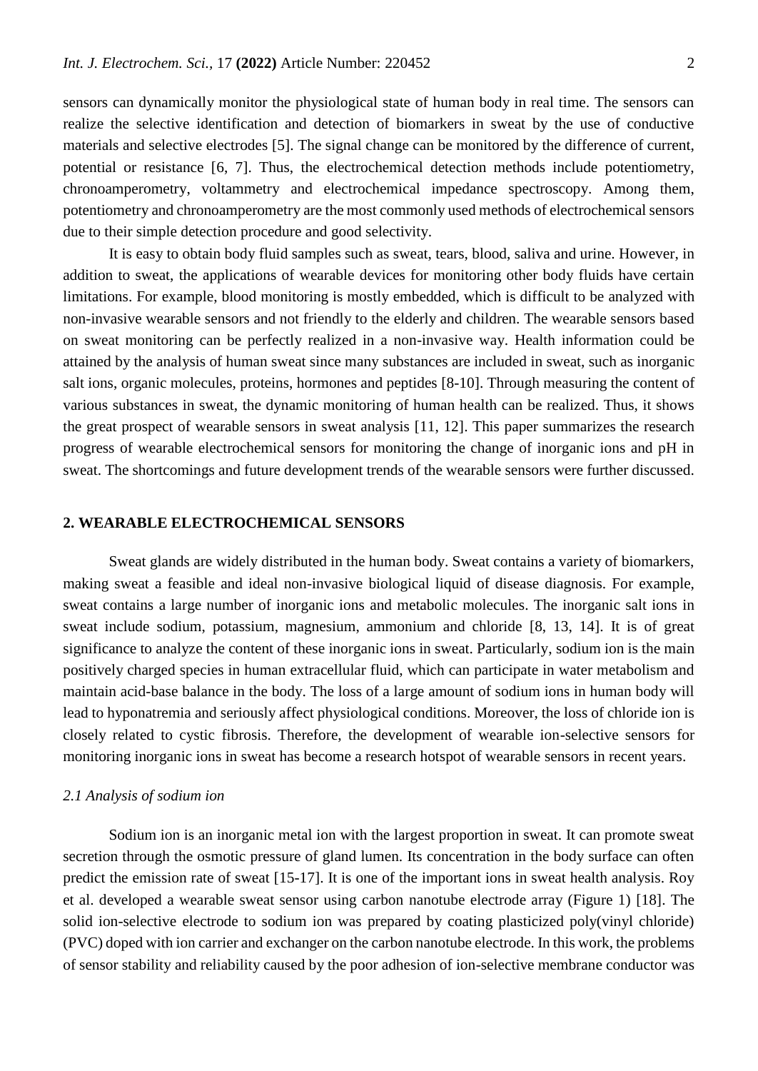sensors can dynamically monitor the physiological state of human body in real time. The sensors can realize the selective identification and detection of biomarkers in sweat by the use of conductive materials and selective electrodes [5]. The signal change can be monitored by the difference of current, potential or resistance [6, 7]. Thus, the electrochemical detection methods include potentiometry, chronoamperometry, voltammetry and electrochemical impedance spectroscopy. Among them, potentiometry and chronoamperometry are the most commonly used methods of electrochemical sensors due to their simple detection procedure and good selectivity.

It is easy to obtain body fluid samples such as sweat, tears, blood, saliva and urine. However, in addition to sweat, the applications of wearable devices for monitoring other body fluids have certain limitations. For example, blood monitoring is mostly embedded, which is difficult to be analyzed with non-invasive wearable sensors and not friendly to the elderly and children. The wearable sensors based on sweat monitoring can be perfectly realized in a non-invasive way. Health information could be attained by the analysis of human sweat since many substances are included in sweat, such as inorganic salt ions, organic molecules, proteins, hormones and peptides [8-10]. Through measuring the content of various substances in sweat, the dynamic monitoring of human health can be realized. Thus, it shows the great prospect of wearable sensors in sweat analysis [11, 12]. This paper summarizes the research progress of wearable electrochemical sensors for monitoring the change of inorganic ions and pH in sweat. The shortcomings and future development trends of the wearable sensors were further discussed.

## 2. WEARABLE ELECTROCHEMICAL SENSORS

Sweat glands are widely distributed in the human body. Sweat contains a variety of biomarkers, making sweat a feasible and ideal non-invasive biological liquid of disease diagnosis. For example, sweat contains a large number of inorganic ions and metabolic molecules. The inorganic salt ions in sweat include sodium, potassium, magnesium, ammonium and chloride [8, 13, 14]. It is of great significance to analyze the content of these inorganic ions in sweat. Particularly, sodium ion is the main positively charged species in human extracellular fluid, which can participate in water metabolism and maintain acid-base balance in the body. The loss of a large amount of sodium ions in human body will lead to hyponatremia and seriously affect physiological conditions. Moreover, the loss of chloride ion is closely related to cystic fibrosis. Therefore, the development of wearable ion-selective sensors for monitoring inorganic ions in sweat has become a research hotspot of wearable sensors in recent years.

### *2.1 Analysis of sodium ion*

Sodium ion is an inorganic metal ion with the largest proportion in sweat. It can promote sweat secretion through the osmotic pressure of gland lumen. Its concentration in the body surface can often predict the emission rate of sweat [15-17]. It is one of the important ions in sweat health analysis. Roy et al. developed a wearable sweat sensor using carbon nanotube electrode array (Figure 1) [18]. The solid ion-selective electrode to sodium ion was prepared by coating plasticized poly(vinyl chloride) (PVC) doped with ion carrier and exchanger on the carbon nanotube electrode. In this work, the problems of sensor stability and reliability caused by the poor adhesion of ion-selective membrane conductor was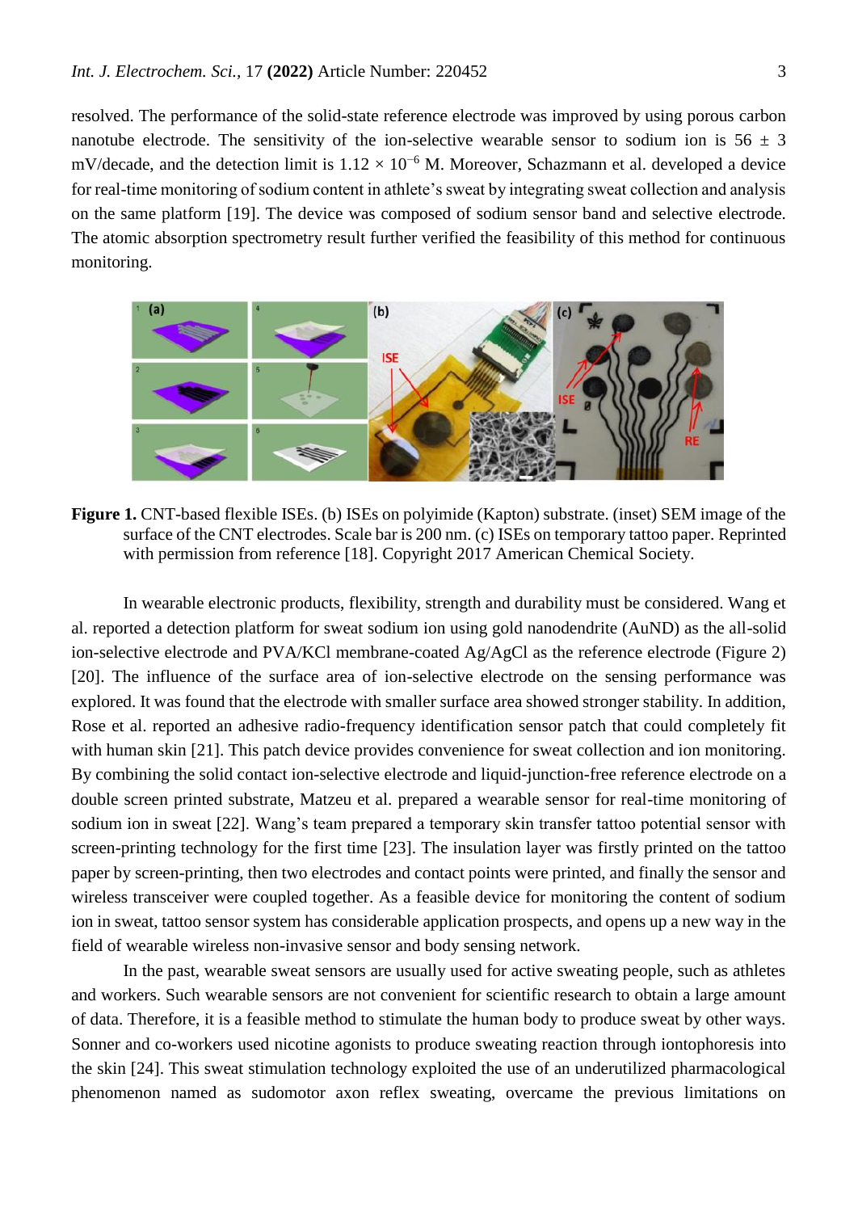resolved. The performance of the solid-state reference electrode was improved by using porous carbon nanotube electrode. The sensitivity of the ion-selective wearable sensor to sodium ion is 56 ± 3 mV/decade, and the detection limit is $1.12 \times 10^{-6}$ M. Moreover, Schazmann et al. developed a device for real-time monitoring of sodium content in athlete's sweat by integrating sweat collection and analysis on the same platform [19]. The device was composed of sodium sensor band and selective electrode. The atomic absorption spectrometry result further verified the feasibility of this method for continuous monitoring.

**Figure 1.** CNT-based flexible ISEs. (b) ISEs on polyimide (Kapton) substrate. (inset) SEM image of the surface of the CNT electrodes. Scale bar is 200 nm. (c) ISEs on temporary tattoo paper. Reprinted with permission from reference [18]. Copyright 2017 American Chemical Society.

In wearable electronic products, flexibility, strength and durability must be considered. Wang et al. reported a detection platform for sweat sodium ion using gold nanodendrite (AuND) as the all-solid ion-selective electrode and PVA/KCl membrane-coated Ag/AgCl as the reference electrode (Figure 2) [20]. The influence of the surface area of ion-selective electrode on the sensing performance was explored. It was found that the electrode with smaller surface area showed stronger stability. In addition, Rose et al. reported an adhesive radio-frequency identification sensor patch that could completely fit with human skin [21]. This patch device provides convenience for sweat collection and ion monitoring. By combining the solid contact ion-selective electrode and liquid-junction-free reference electrode on a double screen printed substrate, Matzeu et al. prepared a wearable sensor for real-time monitoring of sodium ion in sweat [22]. Wang's team prepared a temporary skin transfer tattoo potential sensor with screen-printing technology for the first time [23]. The insulation layer was firstly printed on the tattoo paper by screen-printing, then two electrodes and contact points were printed, and finally the sensor and wireless transceiver were coupled together. As a feasible device for monitoring the content of sodium ion in sweat, tattoo sensor system has considerable application prospects, and opens up a new way in the field of wearable wireless non-invasive sensor and body sensing network.

In the past, wearable sweat sensors are usually used for active sweating people, such as athletes and workers. Such wearable sensors are not convenient for scientific research to obtain a large amount of data. Therefore, it is a feasible method to stimulate the human body to produce sweat by other ways. Sonner and co-workers used nicotine agonists to produce sweating reaction through iontophoresis into the skin [24]. This sweat stimulation technology exploited the use of an underutilized pharmacological phenomenon named as sudomotor axon reflex sweating, overcame the previous limitations on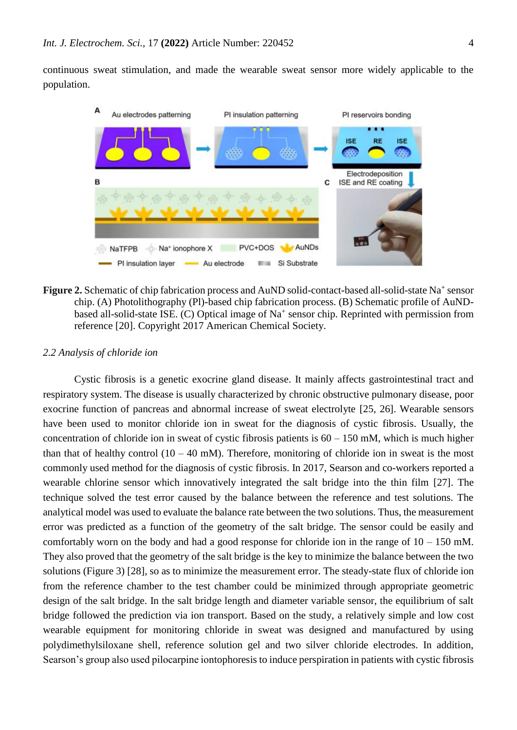continuous sweat stimulation, and made the wearable sweat sensor more widely applicable to the population.

**Figure 2.** Schematic of chip fabrication process and AuND solid-contact-based all-solid-state $Na^+$ sensor chip. (A) Photolithography (Pl)-based chip fabrication process. (B) Schematic profile of AuND-based all-solid-state ISE. (C) Optical image of $Na^+$ sensor chip. Reprinted with permission from reference [20]. Copyright 2017 American Chemical Society.

*2.2 Analysis of chloride ion*

Cystic fibrosis is a genetic exocrine gland disease. It mainly affects gastrointestinal tract and respiratory system. The disease is usually characterized by chronic obstructive pulmonary disease, poor exocrine function of pancreas and abnormal increase of sweat electrolyte [25, 26]. Wearable sensors have been used to monitor chloride ion in sweat for the diagnosis of cystic fibrosis. Usually, the concentration of chloride ion in sweat of cystic fibrosis patients is 60 – 150 mM, which is much higher than that of healthy control (10 – 40 mM). Therefore, monitoring of chloride ion in sweat is the most commonly used method for the diagnosis of cystic fibrosis. In 2017, Searson and co-workers reported a wearable chlorine sensor which innovatively integrated the salt bridge into the thin film [27]. The technique solved the test error caused by the balance between the reference and test solutions. The analytical model was used to evaluate the balance rate between the two solutions. Thus, the measurement error was predicted as a function of the geometry of the salt bridge. The sensor could be easily and comfortably worn on the body and had a good response for chloride ion in the range of 10 – 150 mM. They also proved that the geometry of the salt bridge is the key to minimize the balance between the two solutions (Figure 3) [28], so as to minimize the measurement error. The steady-state flux of chloride ion from the reference chamber to the test chamber could be minimized through appropriate geometric design of the salt bridge. In the salt bridge length and diameter variable sensor, the equilibrium of salt bridge followed the prediction via ion transport. Based on the study, a relatively simple and low cost wearable equipment for monitoring chloride in sweat was designed and manufactured by using polydimethylsiloxane shell, reference solution gel and two silver chloride electrodes. In addition, Searson's group also used pilocarpine iontophoresis to induce perspiration in patients with cystic fibrosis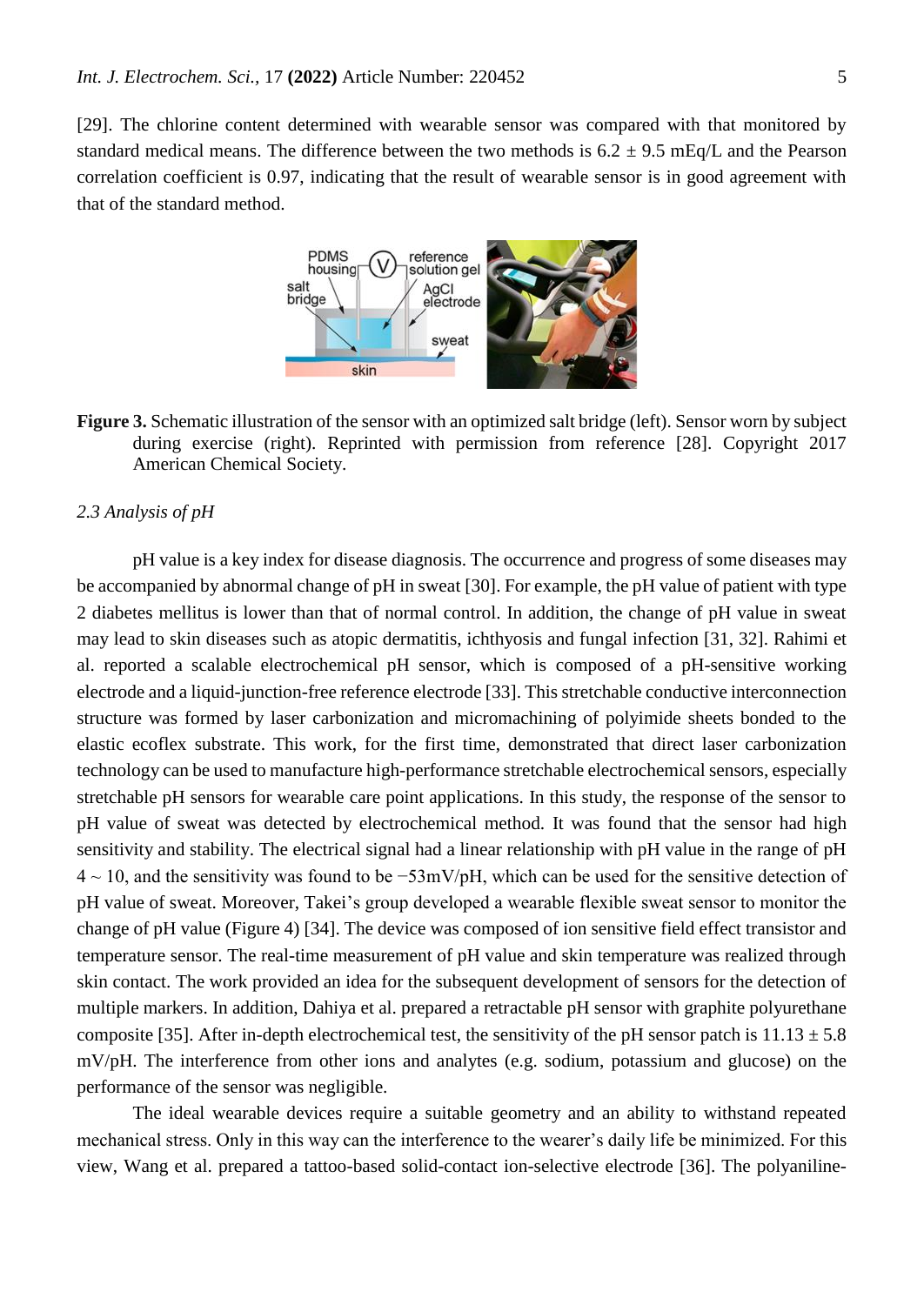[29]. The chlorine content determined with wearable sensor was compared with that monitored by standard medical means. The difference between the two methods is 6.2 ± 9.5 mEq/L and the Pearson correlation coefficient is 0.97, indicating that the result of wearable sensor is in good agreement with that of the standard method.

**Figure 3.** Schematic illustration of the sensor with an optimized salt bridge (left). Sensor worn by subject during exercise (right). Reprinted with permission from reference [28]. Copyright 2017 American Chemical Society.

*2.3 Analysis of pH*

pH value is a key index for disease diagnosis. The occurrence and progress of some diseases may be accompanied by abnormal change of pH in sweat [30]. For example, the pH value of patient with type 2 diabetes mellitus is lower than that of normal control. In addition, the change of pH value in sweat may lead to skin diseases such as atopic dermatitis, ichthyosis and fungal infection [31, 32]. Rahimi et al. reported a scalable electrochemical pH sensor, which is composed of a pH-sensitive working electrode and a liquid-junction-free reference electrode [33]. This stretchable conductive interconnection structure was formed by laser carbonization and micromachining of polyimide sheets bonded to the elastic ecoflex substrate. This work, for the first time, demonstrated that direct laser carbonization technology can be used to manufacture high-performance stretchable electrochemical sensors, especially stretchable pH sensors for wearable care point applications. In this study, the response of the sensor to pH value of sweat was detected by electrochemical method. It was found that the sensor had high sensitivity and stability. The electrical signal had a linear relationship with pH value in the range of pH 4 ~ 10, and the sensitivity was found to be −53mV/pH, which can be used for the sensitive detection of pH value of sweat. Moreover, Takei's group developed a wearable flexible sweat sensor to monitor the change of pH value (Figure 4) [34]. The device was composed of ion sensitive field effect transistor and temperature sensor. The real-time measurement of pH value and skin temperature was realized through skin contact. The work provided an idea for the subsequent development of sensors for the detection of multiple markers. In addition, Dahiya et al. prepared a retractable pH sensor with graphite polyurethane composite [35]. After in-depth electrochemical test, the sensitivity of the pH sensor patch is 11.13 ± 5.8 mV/pH. The interference from other ions and analytes (e.g. sodium, potassium and glucose) on the performance of the sensor was negligible.

The ideal wearable devices require a suitable geometry and an ability to withstand repeated mechanical stress. Only in this way can the interference to the wearer's daily life be minimized. For this view, Wang et al. prepared a tattoo-based solid-contact ion-selective electrode [36]. The polyaniline-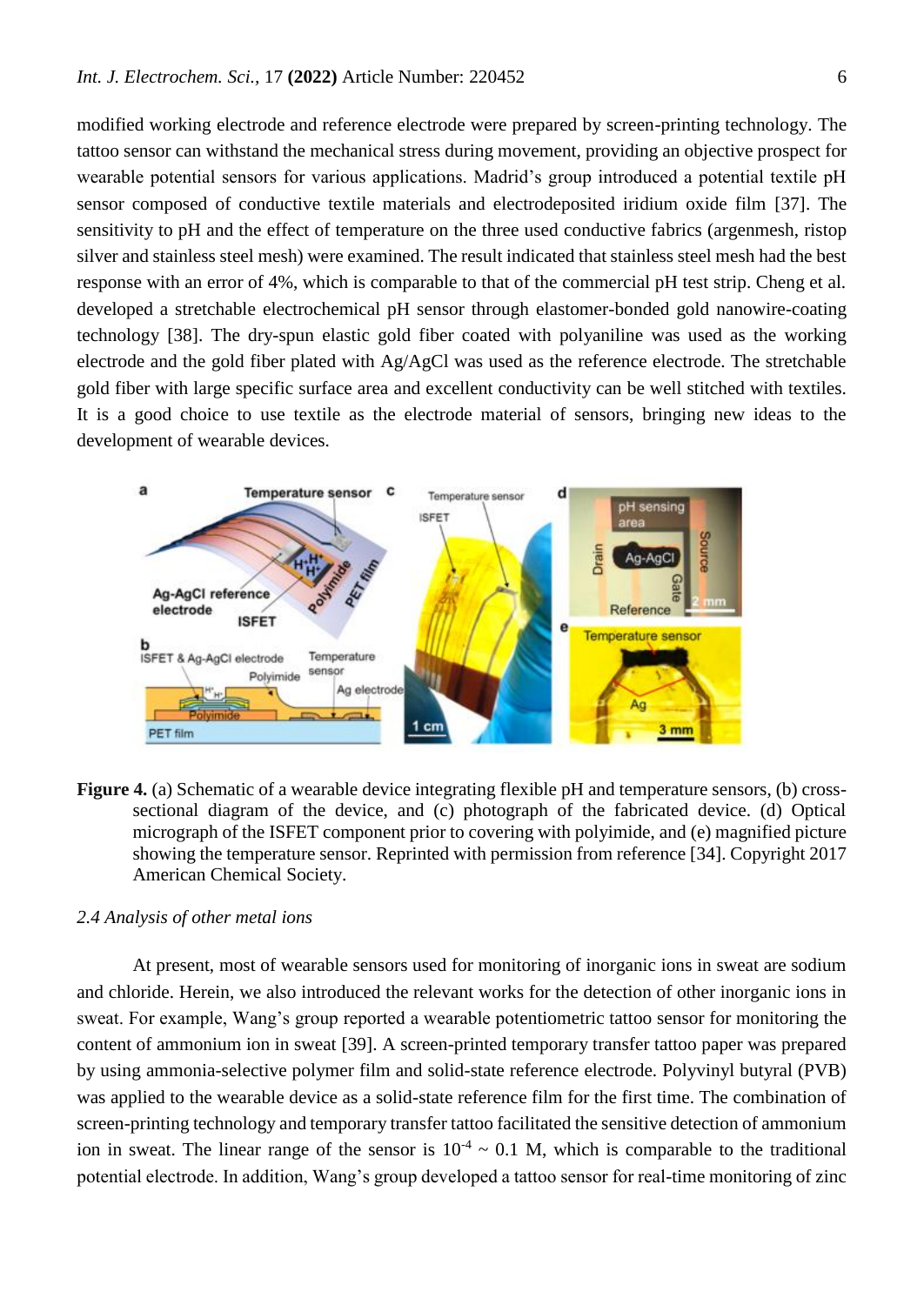modified working electrode and reference electrode were prepared by screen-printing technology. The tattoo sensor can withstand the mechanical stress during movement, providing an objective prospect for wearable potential sensors for various applications. Madrid's group introduced a potential textile pH sensor composed of conductive textile materials and electrodeposited iridium oxide film [37]. The sensitivity to pH and the effect of temperature on the three used conductive fabrics (argenmesh, ristop silver and stainless steel mesh) were examined. The result indicated that stainless steel mesh had the best response with an error of 4%, which is comparable to that of the commercial pH test strip. Cheng et al. developed a stretchable electrochemical pH sensor through elastomer-bonded gold nanowire-coating technology [38]. The dry-spun elastic gold fiber coated with polyaniline was used as the working electrode and the gold fiber plated with Ag/AgCl was used as the reference electrode. The stretchable gold fiber with large specific surface area and excellent conductivity can be well stitched with textiles. It is a good choice to use textile as the electrode material of sensors, bringing new ideas to the development of wearable devices.

**Figure 4.** (a) Schematic of a wearable device integrating flexible pH and temperature sensors, (b) cross-sectional diagram of the device, and (c) photograph of the fabricated device. (d) Optical micrograph of the ISFET component prior to covering with polyimide, and (e) magnified picture showing the temperature sensor. Reprinted with permission from reference [34]. Copyright 2017 American Chemical Society.

### *2.4 Analysis of other metal ions*

At present, most of wearable sensors used for monitoring of inorganic ions in sweat are sodium and chloride. Herein, we also introduced the relevant works for the detection of other inorganic ions in sweat. For example, Wang's group reported a wearable potentiometric tattoo sensor for monitoring the content of ammonium ion in sweat [39]. A screen-printed temporary transfer tattoo paper was prepared by using ammonia-selective polymer film and solid-state reference electrode. Polyvinyl butyral (PVB) was applied to the wearable device as a solid-state reference film for the first time. The combination of screen-printing technology and temporary transfer tattoo facilitated the sensitive detection of ammonium ion in sweat. The linear range of the sensor is $10^{-4}$ ~ 0.1 M, which is comparable to the traditional potential electrode. In addition, Wang's group developed a tattoo sensor for real-time monitoring of zinc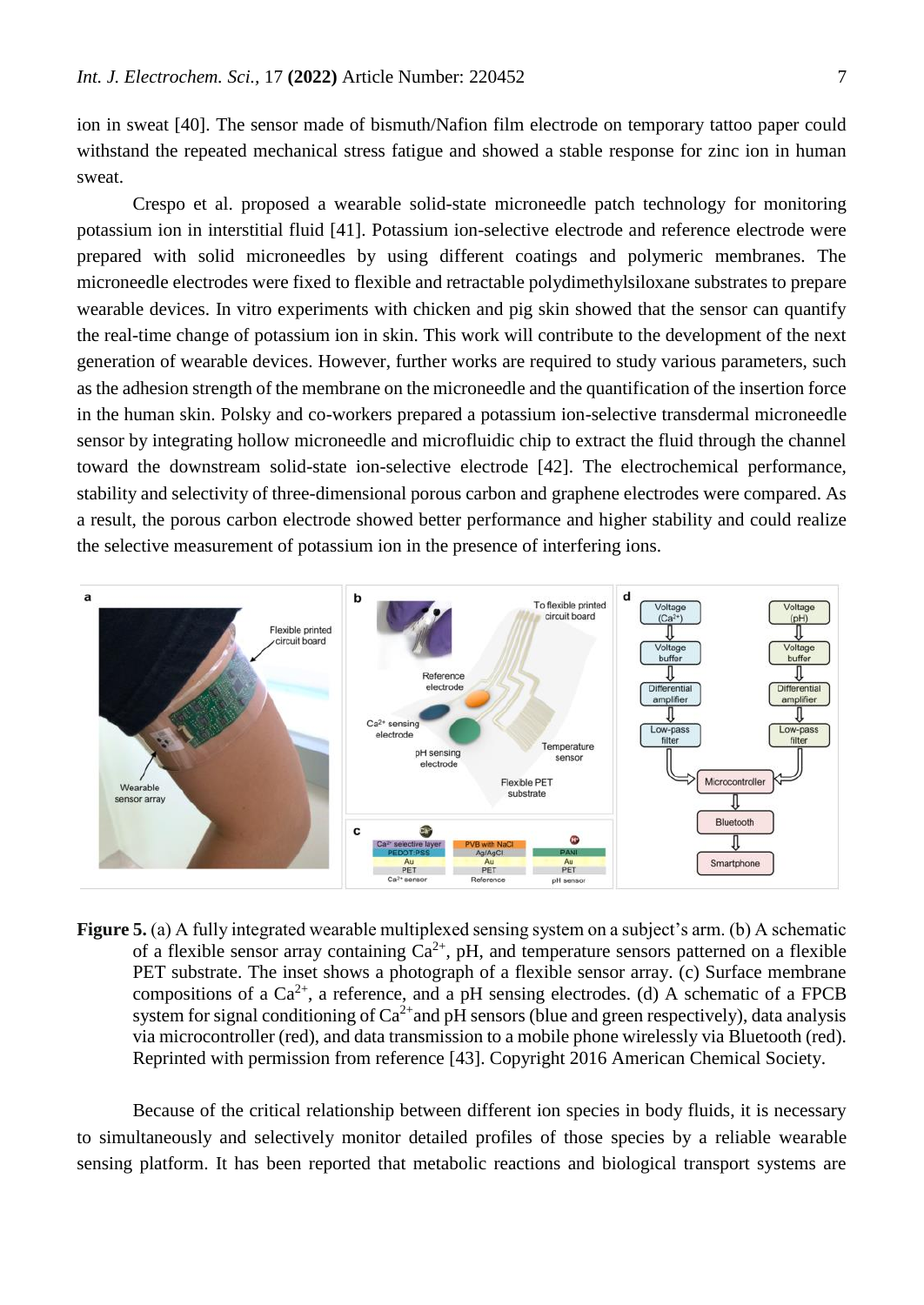ion in sweat [40]. The sensor made of bismuth/Nafion film electrode on temporary tattoo paper could withstand the repeated mechanical stress fatigue and showed a stable response for zinc ion in human sweat.

Crespo et al. proposed a wearable solid-state microneedle patch technology for monitoring potassium ion in interstitial fluid [41]. Potassium ion-selective electrode and reference electrode were prepared with solid microneedles by using different coatings and polymeric membranes. The microneedle electrodes were fixed to flexible and retractable polydimethylsiloxane substrates to prepare wearable devices. In vitro experiments with chicken and pig skin showed that the sensor can quantify the real-time change of potassium ion in skin. This work will contribute to the development of the next generation of wearable devices. However, further works are required to study various parameters, such as the adhesion strength of the membrane on the microneedle and the quantification of the insertion force in the human skin. Polsky and co-workers prepared a potassium ion-selective transdermal microneedle sensor by integrating hollow microneedle and microfluidic chip to extract the fluid through the channel toward the downstream solid-state ion-selective electrode [42]. The electrochemical performance, stability and selectivity of three-dimensional porous carbon and graphene electrodes were compared. As a result, the porous carbon electrode showed better performance and higher stability and could realize the selective measurement of potassium ion in the presence of interfering ions.

**Figure 5.** (a) A fully integrated wearable multiplexed sensing system on a subject's arm. (b) A schematic of a flexible sensor array containing $Ca^{2+}$, pH, and temperature sensors patterned on a flexible PET substrate. The inset shows a photograph of a flexible sensor array. (c) Surface membrane compositions of a $Ca^{2+}$, a reference, and a pH sensing electrodes. (d) A schematic of a FPCB system for signal conditioning of $Ca^{2+}$ and pH sensors (blue and green respectively), data analysis via microcontroller (red), and data transmission to a mobile phone wirelessly via Bluetooth (red). Reprinted with permission from reference [43]. Copyright 2016 American Chemical Society.

Because of the critical relationship between different ion species in body fluids, it is necessary to simultaneously and selectively monitor detailed profiles of those species by a reliable wearable sensing platform. It has been reported that metabolic reactions and biological transport systems are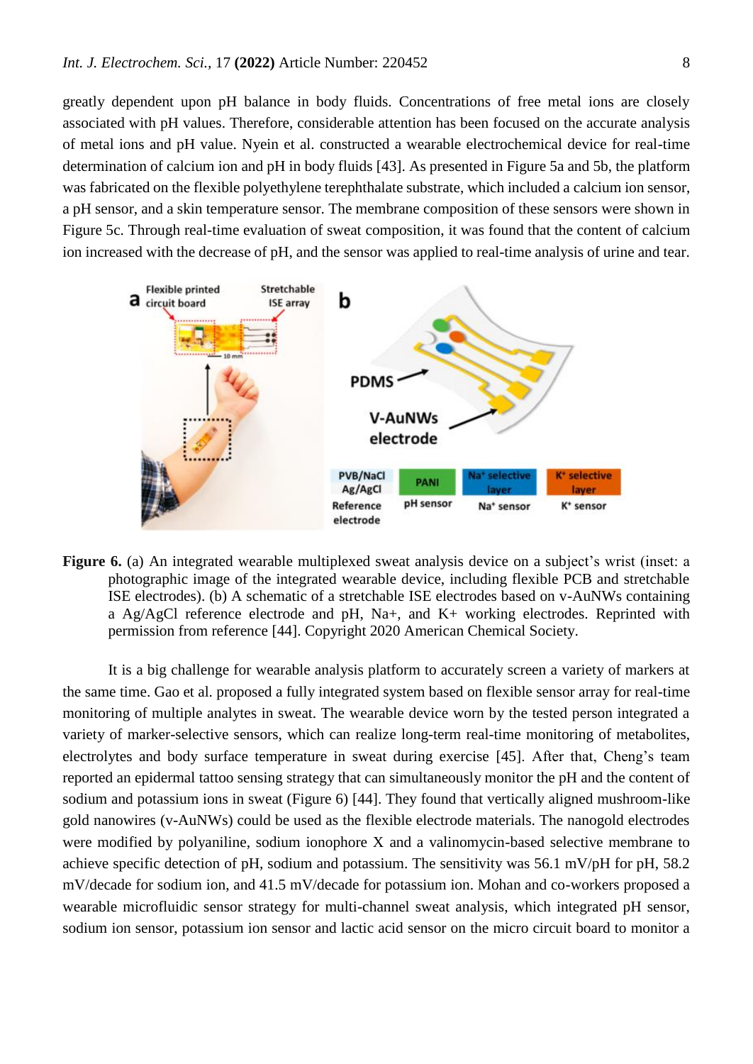greatly dependent upon pH balance in body fluids. Concentrations of free metal ions are closely associated with pH values. Therefore, considerable attention has been focused on the accurate analysis of metal ions and pH value. Nyein et al. constructed a wearable electrochemical device for real-time determination of calcium ion and pH in body fluids [43]. As presented in Figure 5a and 5b, the platform was fabricated on the flexible polyethylene terephthalate substrate, which included a calcium ion sensor, a pH sensor, and a skin temperature sensor. The membrane composition of these sensors were shown in Figure 5c. Through real-time evaluation of sweat composition, it was found that the content of calcium ion increased with the decrease of pH, and the sensor was applied to real-time analysis of urine and tear.

**Figure 6.** (a) An integrated wearable multiplexed sweat analysis device on a subject's wrist (inset: a photographic image of the integrated wearable device, including flexible PCB and stretchable ISE electrodes). (b) A schematic of a stretchable ISE electrodes based on v-AuNWs containing a Ag/AgCl reference electrode and pH, Na+, and K+ working electrodes. Reprinted with permission from reference [44]. Copyright 2020 American Chemical Society.

It is a big challenge for wearable analysis platform to accurately screen a variety of markers at the same time. Gao et al. proposed a fully integrated system based on flexible sensor array for real-time monitoring of multiple analytes in sweat. The wearable device worn by the tested person integrated a variety of marker-selective sensors, which can realize long-term real-time monitoring of metabolites, electrolytes and body surface temperature in sweat during exercise [45]. After that, Cheng's team reported an epidermal tattoo sensing strategy that can simultaneously monitor the pH and the content of sodium and potassium ions in sweat (Figure 6) [44]. They found that vertically aligned mushroom-like gold nanowires (v-AuNWs) could be used as the flexible electrode materials. The nanogold electrodes were modified by polyaniline, sodium ionophore X and a valinomycin-based selective membrane to achieve specific detection of pH, sodium and potassium. The sensitivity was 56.1 mV/pH for pH, 58.2 mV/decade for sodium ion, and 41.5 mV/decade for potassium ion. Mohan and co-workers proposed a wearable microfluidic sensor strategy for multi-channel sweat analysis, which integrated pH sensor, sodium ion sensor, potassium ion sensor and lactic acid sensor on the micro circuit board to monitor a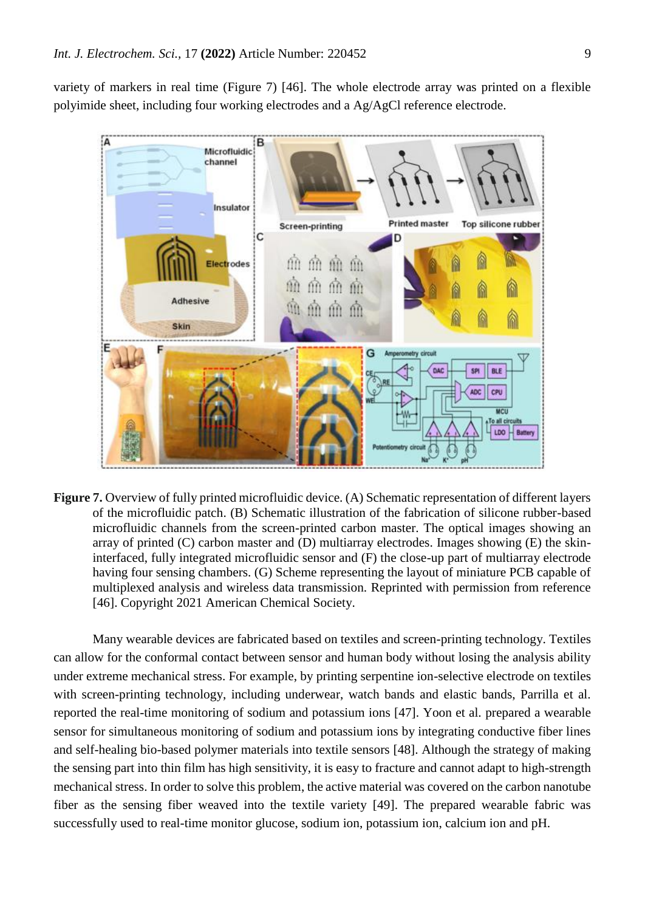variety of markers in real time (Figure 7) [46]. The whole electrode array was printed on a flexible polyimide sheet, including four working electrodes and a Ag/AgCl reference electrode.

**Figure 7.** Overview of fully printed microfluidic device. (A) Schematic representation of different layers of the microfluidic patch. (B) Schematic illustration of the fabrication of silicone rubber-based microfluidic channels from the screen-printed carbon master. The optical images showing an array of printed (C) carbon master and (D) multiarray electrodes. Images showing (E) the skin-interfaced, fully integrated microfluidic sensor and (F) the close-up part of multiarray electrode having four sensing chambers. (G) Scheme representing the layout of miniature PCB capable of multiplexed analysis and wireless data transmission. Reprinted with permission from reference [46]. Copyright 2021 American Chemical Society.

Many wearable devices are fabricated based on textiles and screen-printing technology. Textiles can allow for the conformal contact between sensor and human body without losing the analysis ability under extreme mechanical stress. For example, by printing serpentine ion-selective electrode on textiles with screen-printing technology, including underwear, watch bands and elastic bands, Parrilla et al. reported the real-time monitoring of sodium and potassium ions [47]. Yoon et al. prepared a wearable sensor for simultaneous monitoring of sodium and potassium ions by integrating conductive fiber lines and self-healing bio-based polymer materials into textile sensors [48]. Although the strategy of making the sensing part into thin film has high sensitivity, it is easy to fracture and cannot adapt to high-strength mechanical stress. In order to solve this problem, the active material was covered on the carbon nanotube fiber as the sensing fiber weaved into the textile variety [49]. The prepared wearable fabric was successfully used to real-time monitor glucose, sodium ion, potassium ion, calcium ion and pH.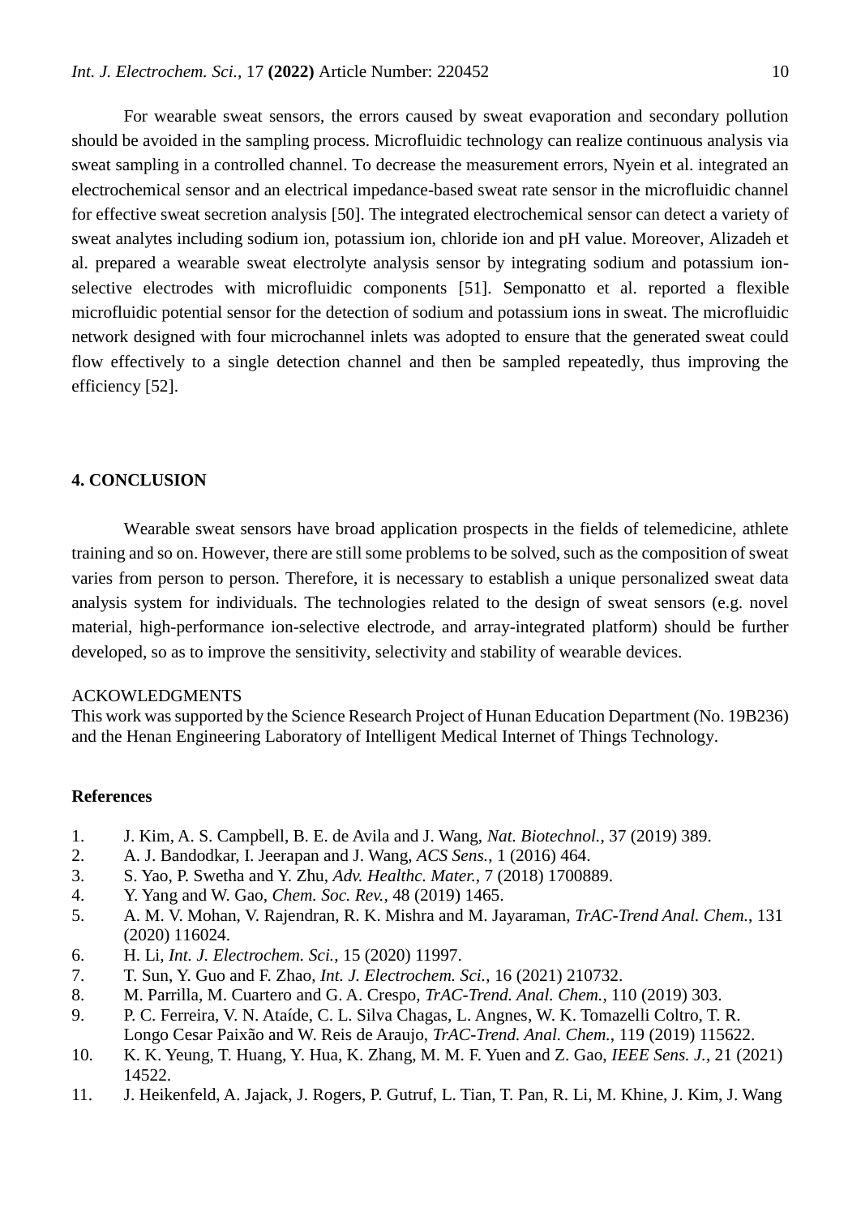For wearable sweat sensors, the errors caused by sweat evaporation and secondary pollution should be avoided in the sampling process. Microfluidic technology can realize continuous analysis via sweat sampling in a controlled channel. To decrease the measurement errors, Nyein et al. integrated an electrochemical sensor and an electrical impedance-based sweat rate sensor in the microfluidic channel for effective sweat secretion analysis [50]. The integrated electrochemical sensor can detect a variety of sweat analytes including sodium ion, potassium ion, chloride ion and pH value. Moreover, Alizadeh et al. prepared a wearable sweat electrolyte analysis sensor by integrating sodium and potassium ion-selective electrodes with microfluidic components [51]. Semponatto et al. reported a flexible microfluidic potential sensor for the detection of sodium and potassium ions in sweat. The microfluidic network designed with four microchannel inlets was adopted to ensure that the generated sweat could flow effectively to a single detection channel and then be sampled repeatedly, thus improving the efficiency [52].

## 4. CONCLUSION

Wearable sweat sensors have broad application prospects in the fields of telemedicine, athlete training and so on. However, there are still some problems to be solved, such as the composition of sweat varies from person to person. Therefore, it is necessary to establish a unique personalized sweat data analysis system for individuals. The technologies related to the design of sweat sensors (e.g. novel material, high-performance ion-selective electrode, and array-integrated platform) should be further developed, so as to improve the sensitivity, selectivity and stability of wearable devices.

ACKOWLEDGMENTS

This work was supported by the Science Research Project of Hunan Education Department (No. 19B236) and the Henan Engineering Laboratory of Intelligent Medical Internet of Things Technology.

## References

1. J. Kim, A. S. Campbell, B. E. de Avila and J. Wang, *Nat. Biotechnol.*, 37 (2019) 389.
2. A. J. Bandodkar, I. Jeerapan and J. Wang, *ACS Sens.*, 1 (2016) 464.
3. S. Yao, P. Swetha and Y. Zhu, *Adv. Healthc. Mater.*, 7 (2018) 1700889.
4. Y. Yang and W. Gao, *Chem. Soc. Rev.*, 48 (2019) 1465.
5. A. M. V. Mohan, V. Rajendran, R. K. Mishra and M. Jayaraman, *TrAC-Trend Anal. Chem.*, 131 (2020) 116024.
6. H. Li, *Int. J. Electrochem. Sci.*, 15 (2020) 11997.
7. T. Sun, Y. Guo and F. Zhao, *Int. J. Electrochem. Sci.*, 16 (2021) 210732.
8. M. Parrilla, M. Cuartero and G. A. Crespo, *TrAC-Trend. Anal. Chem.*, 110 (2019) 303.
9. P. C. Ferreira, V. N. Ataíde, C. L. Silva Chagas, L. Angnes, W. K. Tomazelli Coltro, T. R. Longo Cesar Paixão and W. Reis de Araujo, *TrAC-Trend. Anal. Chem.*, 119 (2019) 115622.
10. K. K. Yeung, T. Huang, Y. Hua, K. Zhang, M. M. F. Yuen and Z. Gao, *IEEE Sens. J.*, 21 (2021) 14522.
11. J. Heikenfeld, A. Jajack, J. Rogers, P. Gutruf, L. Tian, T. Pan, R. Li, M. Khine, J. Kim, J. Wang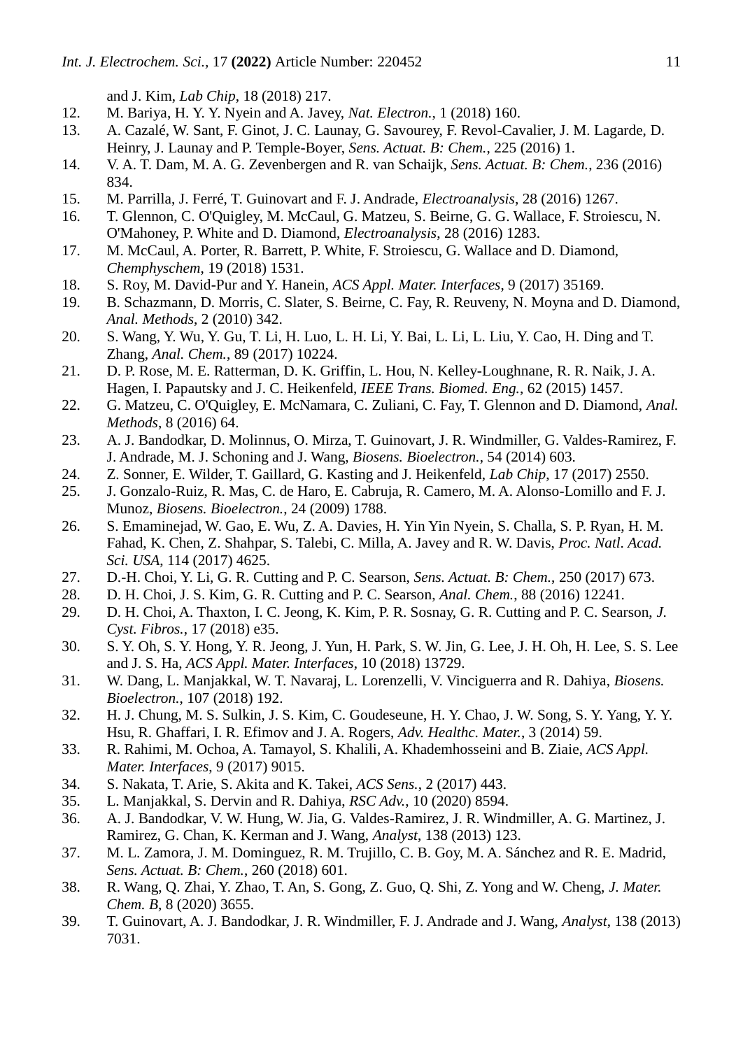and J. Kim, *Lab Chip*, 18 (2018) 217.

12. M. Bariya, H. Y. Y. Nyein and A. Javey, *Nat. Electron.*, 1 (2018) 160.
13. A. Cazalé, W. Sant, F. Ginot, J. C. Launay, G. Savourey, F. Revol-Cavalier, J. M. Lagarde, D. Heinry, J. Launay and P. Temple-Boyer, *Sens. Actuat. B: Chem.*, 225 (2016) 1.
14. V. A. T. Dam, M. A. G. Zevenbergen and R. van Schaijk, *Sens. Actuat. B: Chem.*, 236 (2016) 834.
15. M. Parrilla, J. Ferré, T. Guinovart and F. J. Andrade, *Electroanalysis*, 28 (2016) 1267.
16. T. Glennon, C. O'Quigley, M. McCaul, G. Matzeu, S. Beirne, G. G. Wallace, F. Stroiescu, N. O'Mahoney, P. White and D. Diamond, *Electroanalysis*, 28 (2016) 1283.
17. M. McCaul, A. Porter, R. Barrett, P. White, F. Stroiescu, G. Wallace and D. Diamond, *Chemphyschem*, 19 (2018) 1531.
18. S. Roy, M. David-Pur and Y. Hanein, *ACS Appl. Mater. Interfaces*, 9 (2017) 35169.
19. B. Schazmann, D. Morris, C. Slater, S. Beirne, C. Fay, R. Reuveny, N. Moyna and D. Diamond, *Anal. Methods*, 2 (2010) 342.
20. S. Wang, Y. Wu, Y. Gu, T. Li, H. Luo, L. H. Li, Y. Bai, L. Li, L. Liu, Y. Cao, H. Ding and T. Zhang, *Anal. Chem.*, 89 (2017) 10224.
21. D. P. Rose, M. E. Ratterman, D. K. Griffin, L. Hou, N. Kelley-Loughnane, R. R. Naik, J. A. Hagen, I. Papautsky and J. C. Heikenfeld, *IEEE Trans. Biomed. Eng.*, 62 (2015) 1457.
22. G. Matzeu, C. O'Quigley, E. McNamara, C. Zuliani, C. Fay, T. Glennon and D. Diamond, *Anal. Methods*, 8 (2016) 64.
23. A. J. Bandodkar, D. Molinnus, O. Mirza, T. Guinovart, J. R. Windmiller, G. Valdes-Ramirez, F. J. Andrade, M. J. Schoning and J. Wang, *Biosens. Bioelectron.*, 54 (2014) 603.
24. Z. Sonner, E. Wilder, T. Gaillard, G. Kasting and J. Heikenfeld, *Lab Chip*, 17 (2017) 2550.
25. J. Gonzalo-Ruiz, R. Mas, C. de Haro, E. Cabruja, R. Camero, M. A. Alonso-Lomillo and F. J. Munoz, *Biosens. Bioelectron.*, 24 (2009) 1788.
26. S. Emaminejad, W. Gao, E. Wu, Z. A. Davies, H. Yin Yin Nyein, S. Challa, S. P. Ryan, H. M. Fahad, K. Chen, Z. Shahpar, S. Talebi, C. Milla, A. Javey and R. W. Davis, *Proc. Natl. Acad. Sci. USA*, 114 (2017) 4625.
27. D.-H. Choi, Y. Li, G. R. Cutting and P. C. Searson, *Sens. Actuat. B: Chem.*, 250 (2017) 673.
28. D. H. Choi, J. S. Kim, G. R. Cutting and P. C. Searson, *Anal. Chem.*, 88 (2016) 12241.
29. D. H. Choi, A. Thaxton, I. C. Jeong, K. Kim, P. R. Sosnay, G. R. Cutting and P. C. Searson, *J. Cyst. Fibros.*, 17 (2018) e35.
30. S. Y. Oh, S. Y. Hong, Y. R. Jeong, J. Yun, H. Park, S. W. Jin, G. Lee, J. H. Oh, H. Lee, S. S. Lee and J. S. Ha, *ACS Appl. Mater. Interfaces*, 10 (2018) 13729.
31. W. Dang, L. Manjakkal, W. T. Navaraj, L. Lorenzelli, V. Vinciguerra and R. Dahiya, *Biosens. Bioelectron.*, 107 (2018) 192.
32. H. J. Chung, M. S. Sulkin, J. S. Kim, C. Goudeseune, H. Y. Chao, J. W. Song, S. Y. Yang, Y. Y. Hsu, R. Ghaffari, I. R. Efimov and J. A. Rogers, *Adv. Healthc. Mater.*, 3 (2014) 59.
33. R. Rahimi, M. Ochoa, A. Tamayol, S. Khalili, A. Khademhosseini and B. Ziaie, *ACS Appl. Mater. Interfaces*, 9 (2017) 9015.
34. S. Nakata, T. Arie, S. Akita and K. Takei, *ACS Sens.*, 2 (2017) 443.
35. L. Manjakkal, S. Dervin and R. Dahiya, *RSC Adv.*, 10 (2020) 8594.
36. A. J. Bandodkar, V. W. Hung, W. Jia, G. Valdes-Ramirez, J. R. Windmiller, A. G. Martinez, J. Ramirez, G. Chan, K. Kerman and J. Wang, *Analyst*, 138 (2013) 123.
37. M. L. Zamora, J. M. Dominguez, R. M. Trujillo, C. B. Goy, M. A. Sánchez and R. E. Madrid, *Sens. Actuat. B: Chem.*, 260 (2018) 601.
38. R. Wang, Q. Zhai, Y. Zhao, T. An, S. Gong, Z. Guo, Q. Shi, Z. Yong and W. Cheng, *J. Mater. Chem. B*, 8 (2020) 3655.
39. T. Guinovart, A. J. Bandodkar, J. R. Windmiller, F. J. Andrade and J. Wang, *Analyst*, 138 (2013) 7031.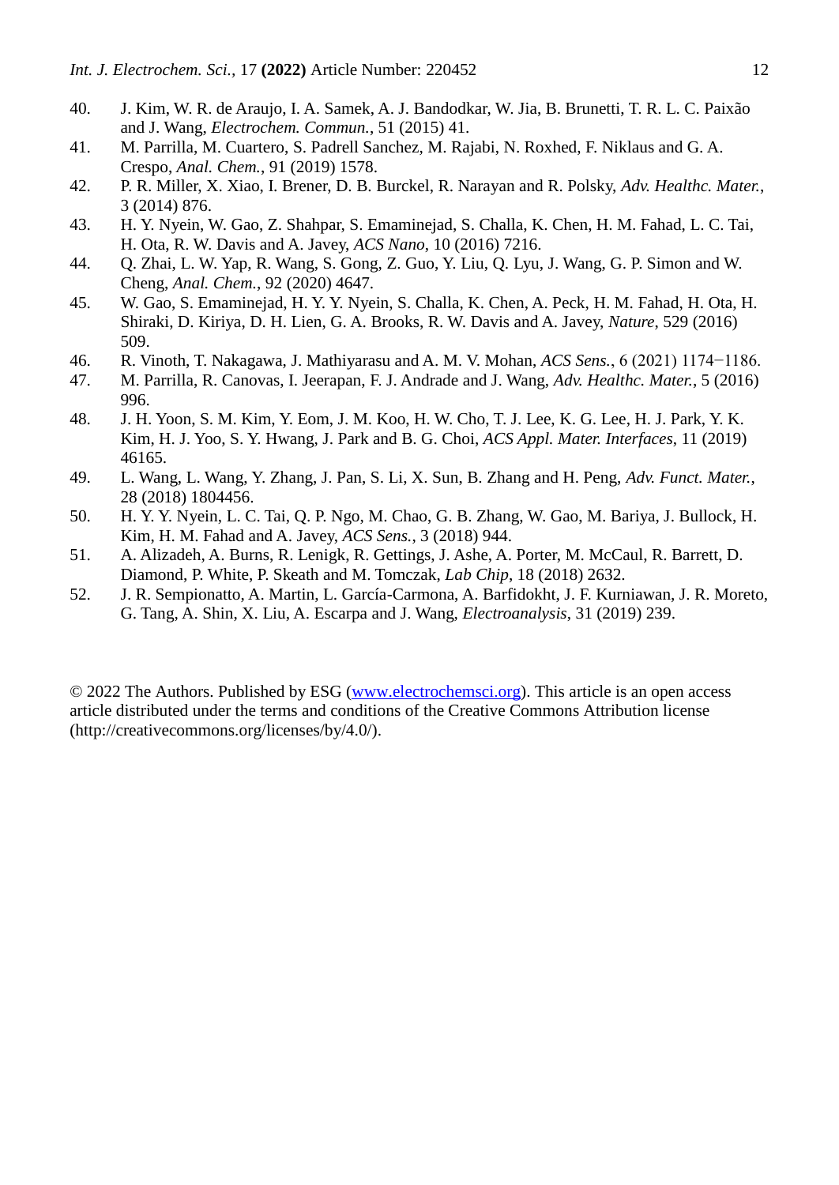40. J. Kim, W. R. de Araujo, I. A. Samek, A. J. Bandodkar, W. Jia, B. Brunetti, T. R. L. C. Paixão and J. Wang, *Electrochem. Commun.*, 51 (2015) 41.
41. M. Parrilla, M. Cuartero, S. Padrell Sanchez, M. Rajabi, N. Roxhed, F. Niklaus and G. A. Crespo, *Anal. Chem.*, 91 (2019) 1578.
42. P. R. Miller, X. Xiao, I. Brener, D. B. Burckel, R. Narayan and R. Polsky, *Adv. Healthc. Mater.*, 3 (2014) 876.
43. H. Y. Nyein, W. Gao, Z. Shahpar, S. Emaminejad, S. Challa, K. Chen, H. M. Fahad, L. C. Tai, H. Ota, R. W. Davis and A. Javey, *ACS Nano*, 10 (2016) 7216.
44. Q. Zhai, L. W. Yap, R. Wang, S. Gong, Z. Guo, Y. Liu, Q. Lyu, J. Wang, G. P. Simon and W. Cheng, *Anal. Chem.*, 92 (2020) 4647.
45. W. Gao, S. Emaminejad, H. Y. Y. Nyein, S. Challa, K. Chen, A. Peck, H. M. Fahad, H. Ota, H. Shiraki, D. Kiriya, D. H. Lien, G. A. Brooks, R. W. Davis and A. Javey, *Nature*, 529 (2016) 509.
46. R. Vinoth, T. Nakagawa, J. Mathiyarasu and A. M. V. Mohan, *ACS Sens.*, 6 (2021) 1174−1186.
47. M. Parrilla, R. Canovas, I. Jeerapan, F. J. Andrade and J. Wang, *Adv. Healthc. Mater.*, 5 (2016) 996.
48. J. H. Yoon, S. M. Kim, Y. Eom, J. M. Koo, H. W. Cho, T. J. Lee, K. G. Lee, H. J. Park, Y. K. Kim, H. J. Yoo, S. Y. Hwang, J. Park and B. G. Choi, *ACS Appl. Mater. Interfaces*, 11 (2019) 46165.
49. L. Wang, L. Wang, Y. Zhang, J. Pan, S. Li, X. Sun, B. Zhang and H. Peng, *Adv. Funct. Mater.*, 28 (2018) 1804456.
50. H. Y. Y. Nyein, L. C. Tai, Q. P. Ngo, M. Chao, G. B. Zhang, W. Gao, M. Bariya, J. Bullock, H. Kim, H. M. Fahad and A. Javey, *ACS Sens.*, 3 (2018) 944.
51. A. Alizadeh, A. Burns, R. Lenigk, R. Gettings, J. Ashe, A. Porter, M. McCaul, R. Barrett, D. Diamond, P. White, P. Skeath and M. Tomczak, *Lab Chip*, 18 (2018) 2632.
52. J. R. Sempionatto, A. Martin, L. García-Carmona, A. Barfidokht, J. F. Kurniawan, J. R. Moreto, G. Tang, A. Shin, X. Liu, A. Escarpa and J. Wang, *Electroanalysis*, 31 (2019) 239.

© 2022 The Authors. Published by ESG (www.electrochemsci.org). This article is an open access article distributed under the terms and conditions of the Creative Commons Attribution license (http://creativecommons.org/licenses/by/4.0/).